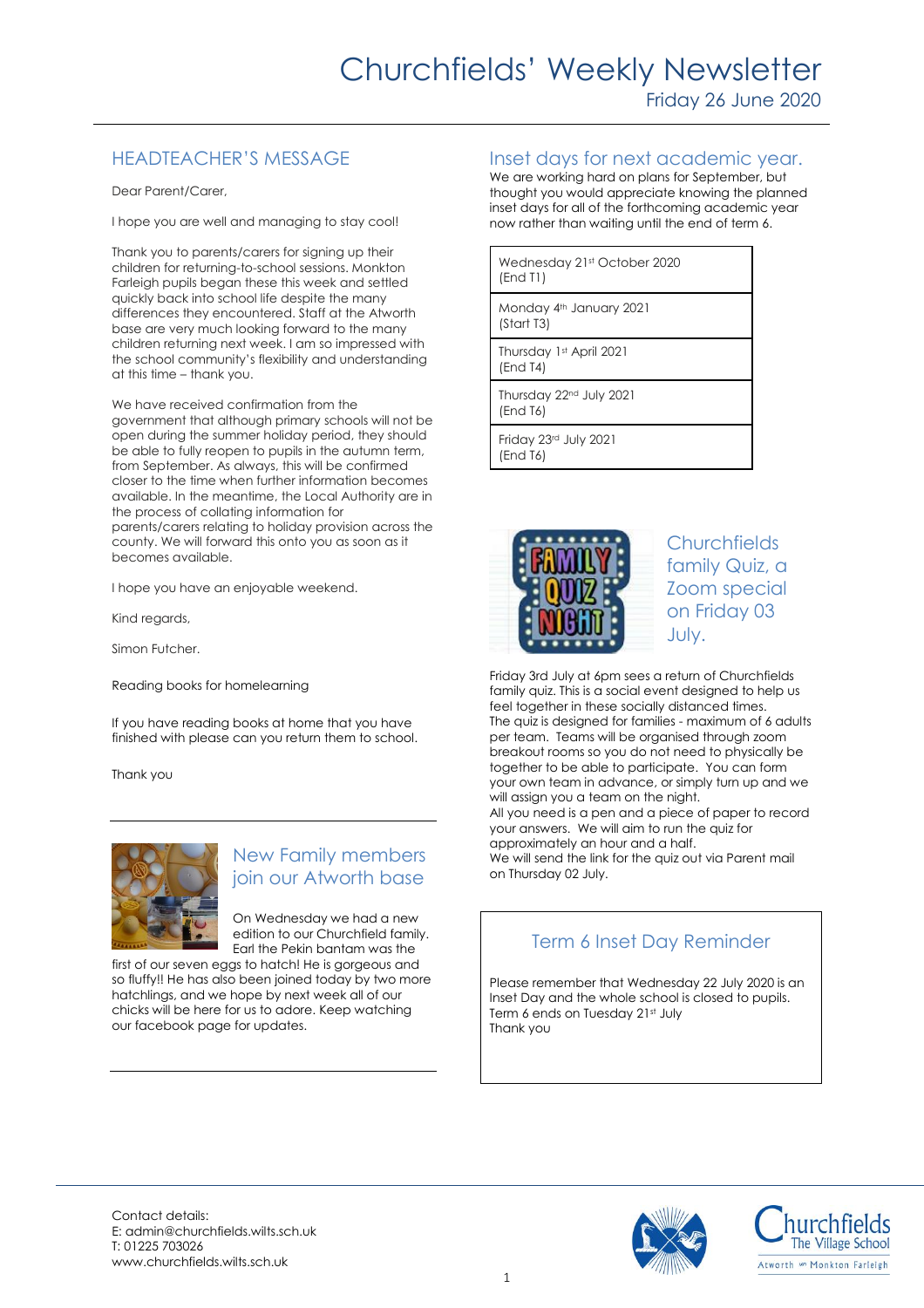# Churchfields' Weekly Newsletter

Friday 26 June 2020

## HEADTEACHER'S MESSAGE

Dear Parent/Carer,

I hope you are well and managing to stay cool!

Thank you to parents/carers for signing up their children for returning-to-school sessions. Monkton Farleigh pupils began these this week and settled quickly back into school life despite the many differences they encountered. Staff at the Atworth base are very much looking forward to the many children returning next week. I am so impressed with the school community's flexibility and understanding at this time – thank you.

We have received confirmation from the government that although primary schools will not be open during the summer holiday period, they should be able to fully reopen to pupils in the autumn term, from September. As always, this will be confirmed closer to the time when further information becomes available. In the meantime, the Local Authority are in the process of collating information for parents/carers relating to holiday provision across the county. We will forward this onto you as soon as it becomes available.

I hope you have an enjoyable weekend.

Kind regards,

Simon Futcher.

Reading books for homelearning

If you have reading books at home that you have finished with please can you return them to school.

Thank you

## New Family members join our Atworth base

On Wednesday we had a new edition to our Churchfield family. Earl the Pekin bantam was the first of our seven eggs to hatch! He is gorgeous and so fluffy!! He has also been joined today by two more hatchlings, and we hope by next week all of our chicks will be here for us to adore. Keep watching our facebook page for updates.

## Inset days for next academic year.

We are working hard on plans for September, but thought you would appreciate knowing the planned inset days for all of the forthcoming academic year now rather than waiting until the end of term 6.

| Inset days |
|---|
| Wednesday 21st October 2020 (End T1) |
| Monday 4th January 2021 (Start T3) |
| Thursday 1st April 2021 (End T4) |
| Thursday 22nd July 2021 (End T6) |
| Friday 23rd July 2021 (End T6) |

## Churchfields family Quiz, a Zoom special on Friday 03 July.

Friday 3rd July at 6pm sees a return of Churchfields family quiz. This is a social event designed to help us feel together in these socially distanced times.

The quiz is designed for families - maximum of 6 adults per team. Teams will be organised through zoom breakout rooms so you do not need to physically be together to be able to participate. You can form your own team in advance, or simply turn up and we will assign you a team on the night.

All you need is a pen and a piece of paper to record your answers. We will aim to run the quiz for approximately an hour and a half.

We will send the link for the quiz out via Parent mail on Thursday 02 July.

## Term 6 Inset Day Reminder

Please remember that Wednesday 22 July 2020 is an Inset Day and the whole school is closed to pupils.
Term 6 ends on Tuesday 21st July
Thank you

Contact details:
E: admin@churchfields.wilts.sch.uk
T: 01225 703026
www.churchfields.wilts.sch.uk

Churchfields The Village School
Atworth and Monkton Farleigh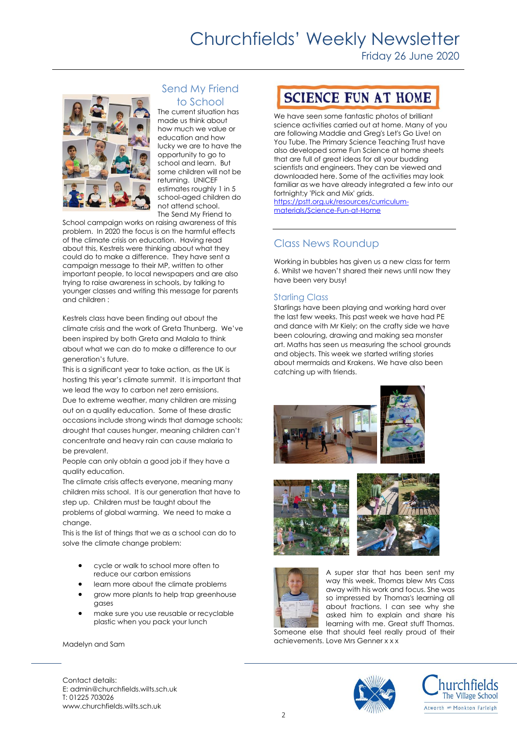# Churchfields' Weekly Newsletter

Friday 26 June 2020

## Send My Friend to School

The current situation has made us think about how much we value or education and how lucky we are to have the opportunity to go to school and learn. But some children will not be returning. UNICEF estimates roughly 1 in 5 school-aged children do not attend school. The Send My Friend to School campaign works on raising awareness of this problem. In 2020 the focus is on the harmful effects of the climate crisis on education. Having read about this, Kestrels were thinking about what they could do to make a difference. They have sent a campaign message to their MP, written to other important people, to local newspapers and are also trying to raise awareness in schools, by talking to younger classes and writing this message for parents and children :

Kestrels class have been finding out about the climate crisis and the work of Greta Thunberg. We've been inspired by both Greta and Malala to think about what we can do to make a difference to our generation's future.

This is a significant year to take action, as the UK is hosting this year's climate summit. It is important that we lead the way to carbon net zero emissions.

Due to extreme weather, many children are missing out on a quality education. Some of these drastic occasions include strong winds that damage schools; drought that causes hunger, meaning children can't concentrate and heavy rain can cause malaria to be prevalent.

People can only obtain a good job if they have a quality education.

The climate crisis affects everyone, meaning many children miss school. It is our generation that have to step up. Children must be taught about the problems of global warming. We need to make a change.

This is the list of things that we as a school can do to solve the climate change problem:

- cycle or walk to school more often to reduce our carbon emissions
- learn more about the climate problems
- grow more plants to help trap greenhouse gases
- make sure you use reusable or recyclable plastic when you pack your lunch

Madelyn and Sam

## SCIENCE FUN AT HOME

We have seen some fantastic photos of brilliant science activities carried out at home. Many of you are following Maddie and Greg's Let's Go Live! on You Tube. The Primary Science Teaching Trust have also developed some Fun Science at home sheets that are full of great ideas for all your budding scientists and engineers. They can be viewed and downloaded here. Some of the activities may look familiar as we have already integrated a few into our fortnight;y 'Pick and Mix' grids.
https://pstt.org.uk/resources/curriculum-materials/Science-Fun-at-Home

## Class News Roundup

Working in bubbles has given us a new class for term 6. Whilst we haven't shared their news until now they have been very busy!

### Starling Class

Starlings have been playing and working hard over the last few weeks. This past week we have had PE and dance with Mr Kiely; on the crafty side we have been colouring, drawing and making sea monster art. Maths has seen us measuring the school grounds and objects. This week we started writing stories about mermaids and Krakens. We have also been catching up with friends.

A super star that has been sent my way this week. Thomas blew Mrs Cass away with his work and focus. She was so impressed by Thomas's learning all about fractions. I can see why she asked him to explain and share his learning with me. Great stuff Thomas. Someone else that should feel really proud of their achievements. Love Mrs Genner x x x

Contact details:
E: admin@churchfields.wilts.sch.uk
T: 01225 703026
www.churchfields.wilts.sch.uk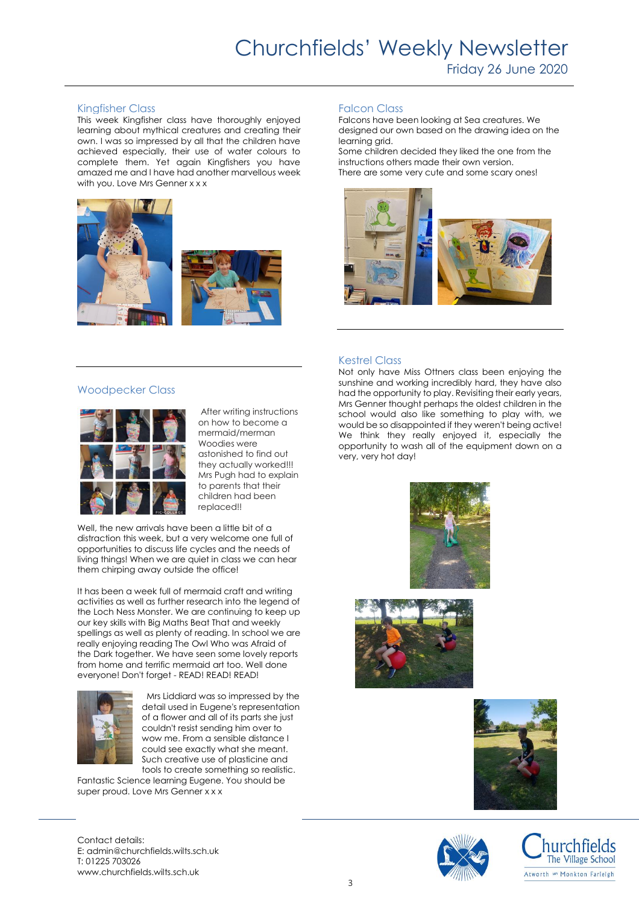# Churchfields' Weekly Newsletter

Friday 26 June 2020

## Kingfisher Class

This week Kingfisher class have thoroughly enjoyed learning about mythical creatures and creating their own. I was so impressed by all that the children have achieved especially, their use of water colours to complete them. Yet again Kingfishers you have amazed me and I have had another marvellous week with you. Love Mrs Genner x x x

## Falcon Class

Falcons have been looking at Sea creatures. We designed our own based on the drawing idea on the learning grid.

Some children decided they liked the one from the instructions others made their own version.

There are some very cute and some scary ones!

## Woodpecker Class

After writing instructions on how to become a mermaid/merman Woodies were astonished to find out they actually worked!!! Mrs Pugh had to explain to parents that their children had been replaced!!

Well, the new arrivals have been a little bit of a distraction this week, but a very welcome one full of opportunities to discuss life cycles and the needs of living things! When we are quiet in class we can hear them chirping away outside the office!

It has been a week full of mermaid craft and writing activities as well as further research into the legend of the Loch Ness Monster. We are continuing to keep up our key skills with Big Maths Beat That and weekly spellings as well as plenty of reading. In school we are really enjoying reading The Owl Who was Afraid of the Dark together. We have seen some lovely reports from home and terrific mermaid art too. Well done everyone! Don't forget - READ! READ! READ!

Mrs Liddiard was so impressed by the detail used in Eugene's representation of a flower and all of its parts she just couldn't resist sending him over to wow me. From a sensible distance I could see exactly what she meant. Such creative use of plasticine and tools to create something so realistic. Fantastic Science learning Eugene. You should be super proud. Love Mrs Genner x x x

## Kestrel Class

Not only have Miss Ottners class been enjoying the sunshine and working incredibly hard, they have also had the opportunity to play. Revisiting their early years, Mrs Genner thought perhaps the oldest children in the school would also like something to play with, we would be so disappointed if they weren't being active! We think they really enjoyed it, especially the opportunity to wash all of the equipment down on a very, very hot day!

Contact details:
E: admin@churchfields.wilts.sch.uk
T: 01225 703026
www.churchfields.wilts.sch.uk

Churchfields The Village School
Atworth & Monkton Farleigh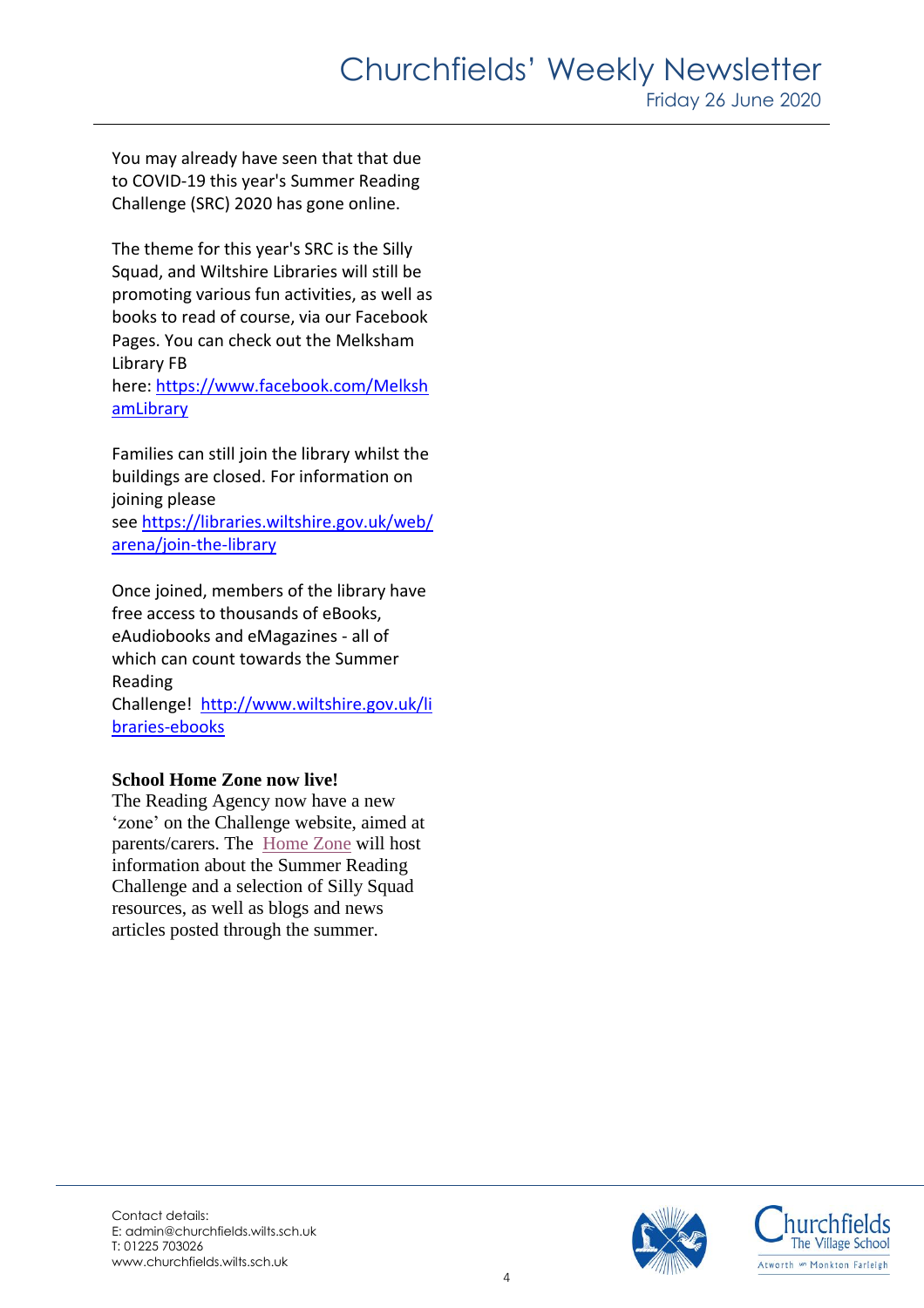You may already have seen that that due to COVID-19 this year's Summer Reading Challenge (SRC) 2020 has gone online.

The theme for this year's SRC is the Silly Squad, and Wiltshire Libraries will still be promoting various fun activities, as well as books to read of course, via our Facebook Pages. You can check out the Melksham Library FB here: https://www.facebook.com/MelkshamLibrary

Families can still join the library whilst the buildings are closed. For information on joining please see https://libraries.wiltshire.gov.uk/web/arena/join-the-library

Once joined, members of the library have free access to thousands of eBooks, eAudiobooks and eMagazines - all of which can count towards the Summer Reading Challenge! http://www.wiltshire.gov.uk/libraries-ebooks

**School Home Zone now live!**

The Reading Agency now have a new 'zone' on the Challenge website, aimed at parents/carers. The Home Zone will host information about the Summer Reading Challenge and a selection of Silly Squad resources, as well as blogs and news articles posted through the summer.